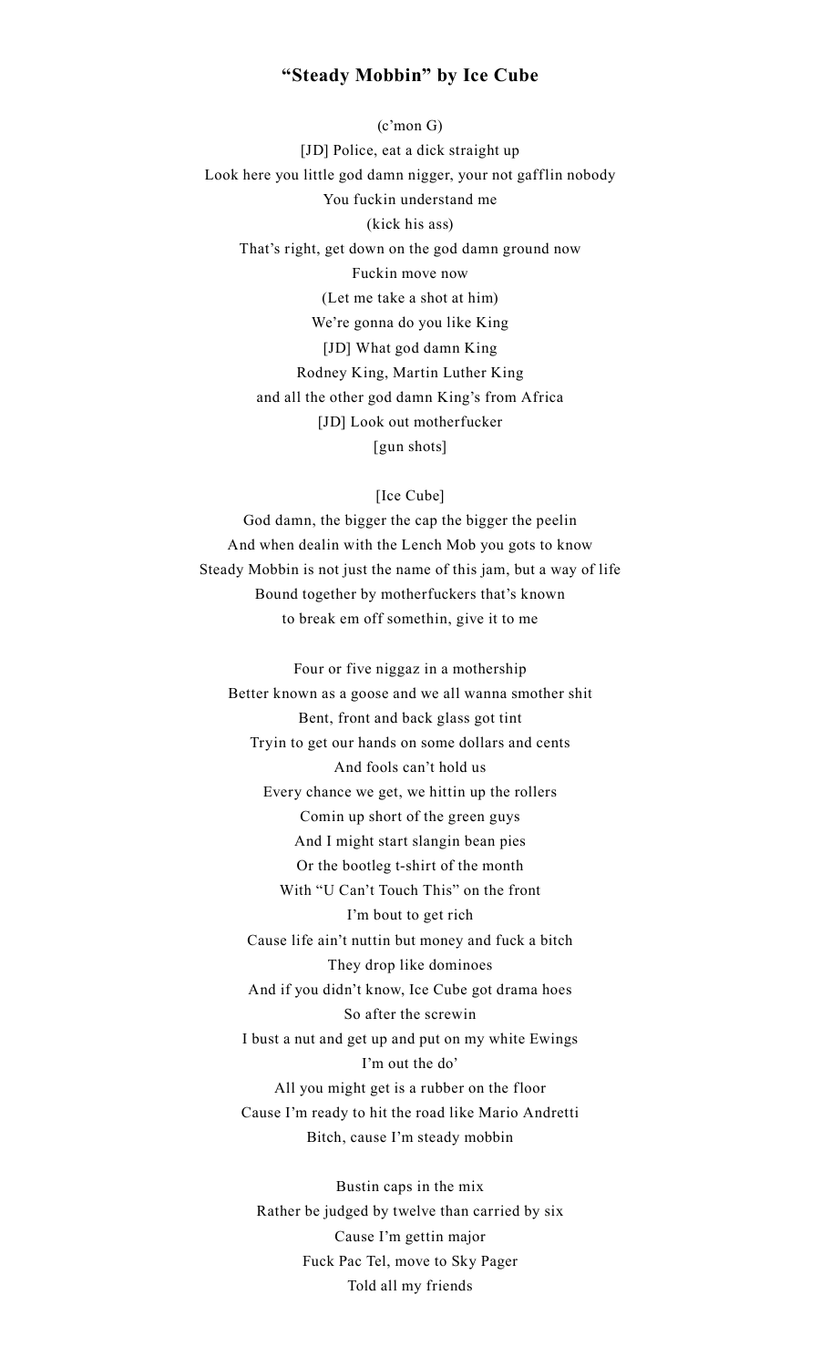# "Steady Mobbin" by Ice Cube

(c'mon G)
[JD] Police, eat a dick straight up
Look here you little god damn nigger, your not gafflin nobody
You fuckin understand me
(kick his ass)
That's right, get down on the god damn ground now
Fuckin move now
(Let me take a shot at him)
We're gonna do you like King
[JD] What god damn King
Rodney King, Martin Luther King
and all the other god damn King's from Africa
[JD] Look out motherfucker
[gun shots]

[Ice Cube]
God damn, the bigger the cap the bigger the peelin
And when dealin with the Lench Mob you gots to know
Steady Mobbin is not just the name of this jam, but a way of life
Bound together by motherfuckers that's known
to break em off somethin, give it to me

Four or five niggaz in a mothership
Better known as a goose and we all wanna smother shit
Bent, front and back glass got tint
Tryin to get our hands on some dollars and cents
And fools can't hold us
Every chance we get, we hittin up the rollers
Comin up short of the green guys
And I might start slangin bean pies
Or the bootleg t-shirt of the month
With "U Can't Touch This" on the front
I'm bout to get rich
Cause life ain't nuttin but money and fuck a bitch
They drop like dominoes
And if you didn't know, Ice Cube got drama hoes
So after the screwin
I bust a nut and get up and put on my white Ewings
I'm out the do'
All you might get is a rubber on the floor
Cause I'm ready to hit the road like Mario Andretti
Bitch, cause I'm steady mobbin

Bustin caps in the mix
Rather be judged by twelve than carried by six
Cause I'm gettin major
Fuck Pac Tel, move to Sky Pager
Told all my friends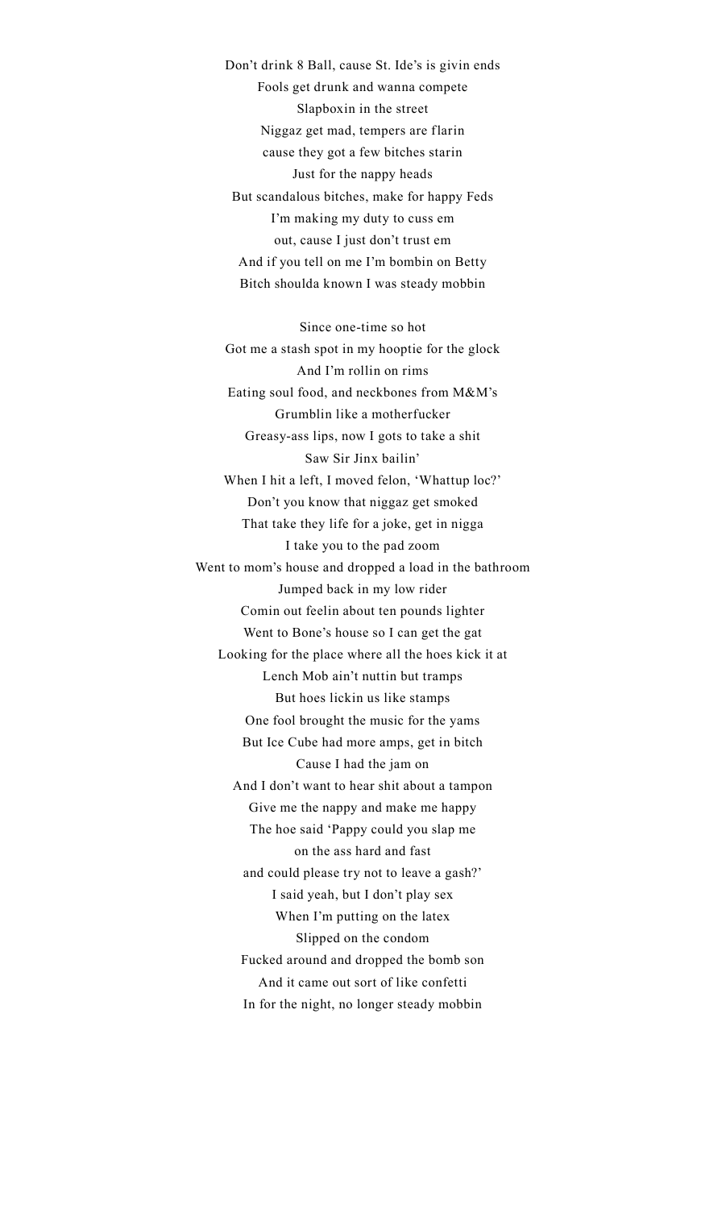Don't drink 8 Ball, cause St. Ide's is givin ends
Fools get drunk and wanna compete
Slapboxin in the street
Niggaz get mad, tempers are flarin
cause they got a few bitches starin
Just for the nappy heads
But scandalous bitches, make for happy Feds
I'm making my duty to cuss em
out, cause I just don't trust em
And if you tell on me I'm bombin on Betty
Bitch shoulda known I was steady mobbin

Since one-time so hot
Got me a stash spot in my hooptie for the glock
And I'm rollin on rims
Eating soul food, and neckbones from M&M's
Grumblin like a motherfucker
Greasy-ass lips, now I gots to take a shit
Saw Sir Jinx bailin'
When I hit a left, I moved felon, 'Whattup loc?'
Don't you know that niggaz get smoked
That take they life for a joke, get in nigga
I take you to the pad zoom
Went to mom's house and dropped a load in the bathroom
Jumped back in my low rider
Comin out feelin about ten pounds lighter
Went to Bone's house so I can get the gat
Looking for the place where all the hoes kick it at
Lench Mob ain't nuttin but tramps
But hoes lickin us like stamps
One fool brought the music for the yams
But Ice Cube had more amps, get in bitch
Cause I had the jam on
And I don't want to hear shit about a tampon
Give me the nappy and make me happy
The hoe said 'Pappy could you slap me
on the ass hard and fast
and could please try not to leave a gash?'
I said yeah, but I don't play sex
When I'm putting on the latex
Slipped on the condom
Fucked around and dropped the bomb son
And it came out sort of like confetti
In for the night, no longer steady mobbin